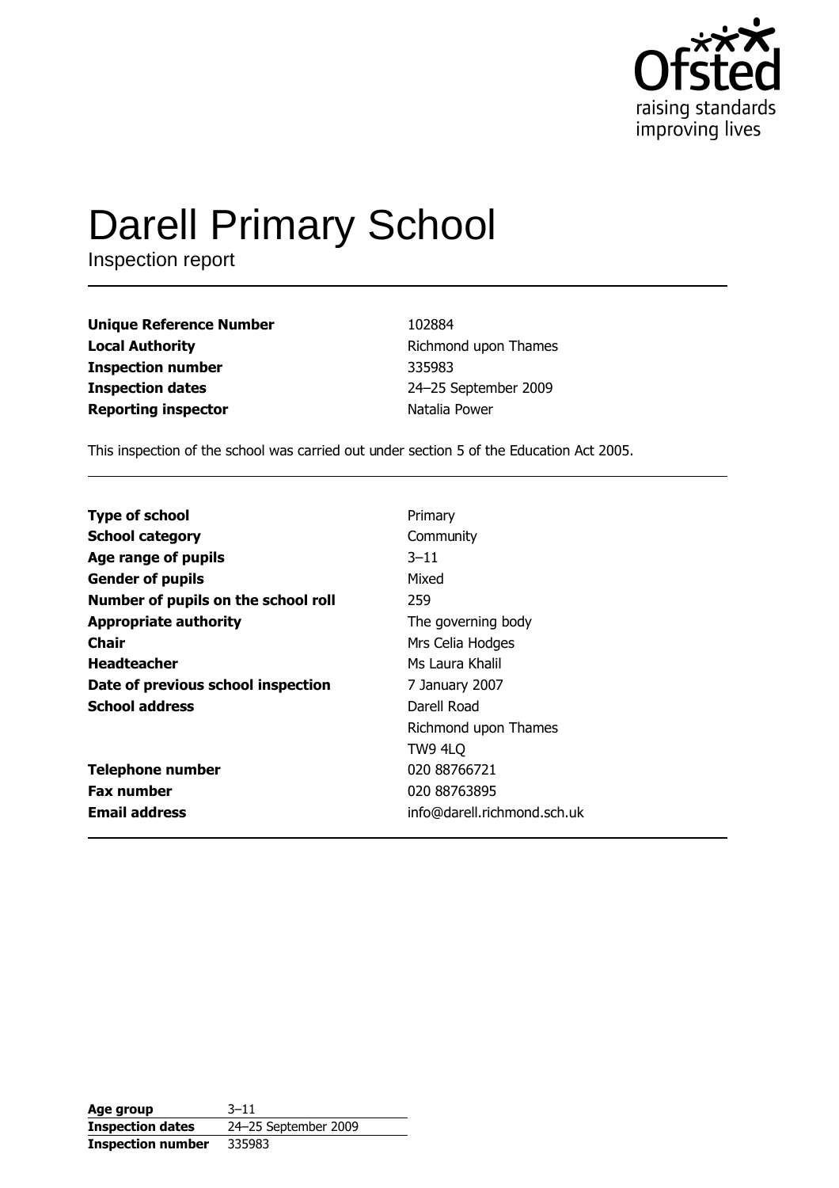Ofsted
raising standards
improving lives

# Darell Primary School

Inspection report

| | |
|---|---|
| **Unique Reference Number** | 102884 |
| **Local Authority** | Richmond upon Thames |
| **Inspection number** | 335983 |
| **Inspection dates** | 24–25 September 2009 |
| **Reporting inspector** | Natalia Power |

This inspection of the school was carried out under section 5 of the Education Act 2005.

| | |
|---|---|
| **Type of school** | Primary |
| **School category** | Community |
| **Age range of pupils** | 3–11 |
| **Gender of pupils** | Mixed |
| **Number of pupils on the school roll** | 259 |
| **Appropriate authority** | The governing body |
| **Chair** | Mrs Celia Hodges |
| **Headteacher** | Ms Laura Khalil |
| **Date of previous school inspection** | 7 January 2007 |
| **School address** | Darell Road<br>Richmond upon Thames<br>TW9 4LQ |
| **Telephone number** | 020 88766721 |
| **Fax number** | 020 88763895 |
| **Email address** | info@darell.richmond.sch.uk |

| | |
|---|---|
| **Age group** | 3–11 |
| **Inspection dates** | 24–25 September 2009 |
| **Inspection number** | 335983 |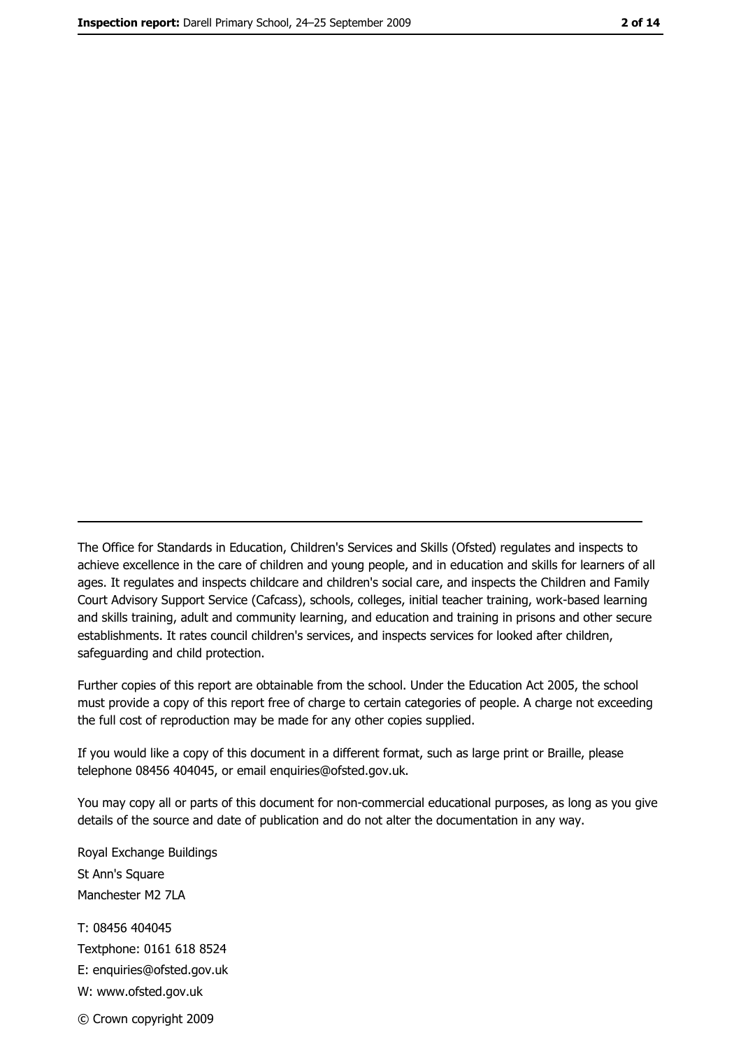The Office for Standards in Education, Children's Services and Skills (Ofsted) regulates and inspects to achieve excellence in the care of children and young people, and in education and skills for learners of all ages. It regulates and inspects childcare and children's social care, and inspects the Children and Family Court Advisory Support Service (Cafcass), schools, colleges, initial teacher training, work-based learning and skills training, adult and community learning, and education and training in prisons and other secure establishments. It rates council children's services, and inspects services for looked after children, safeguarding and child protection.

Further copies of this report are obtainable from the school. Under the Education Act 2005, the school must provide a copy of this report free of charge to certain categories of people. A charge not exceeding the full cost of reproduction may be made for any other copies supplied.

If you would like a copy of this document in a different format, such as large print or Braille, please telephone 08456 404045, or email enquiries@ofsted.gov.uk.

You may copy all or parts of this document for non-commercial educational purposes, as long as you give details of the source and date of publication and do not alter the documentation in any way.

Royal Exchange Buildings
St Ann's Square
Manchester M2 7LA

T: 08456 404045
Textphone: 0161 618 8524
E: enquiries@ofsted.gov.uk
W: www.ofsted.gov.uk

© Crown copyright 2009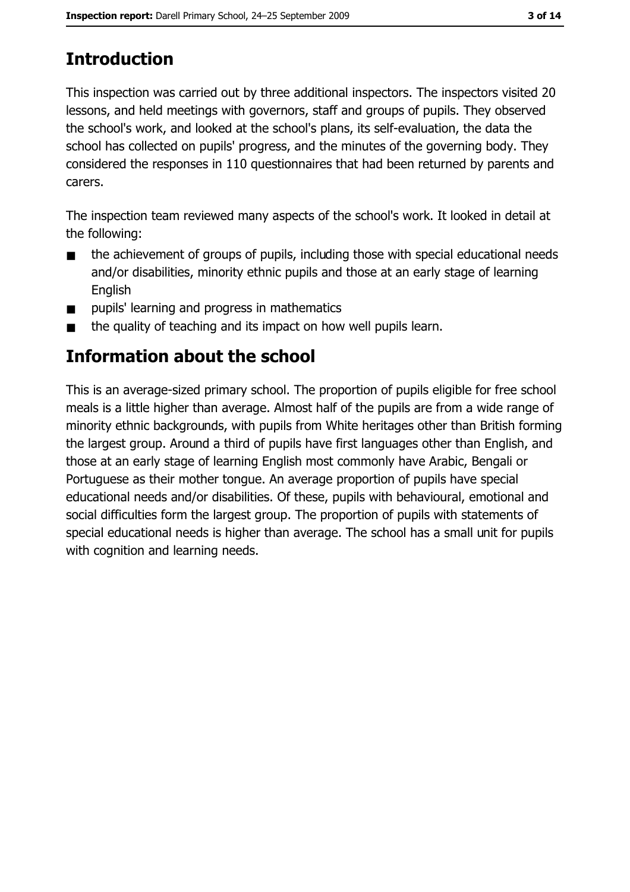# Introduction

This inspection was carried out by three additional inspectors. The inspectors visited 20 lessons, and held meetings with governors, staff and groups of pupils. They observed the school's work, and looked at the school's plans, its self-evaluation, the data the school has collected on pupils' progress, and the minutes of the governing body. They considered the responses in 110 questionnaires that had been returned by parents and carers.

The inspection team reviewed many aspects of the school's work. It looked in detail at the following:

- the achievement of groups of pupils, including those with special educational needs and/or disabilities, minority ethnic pupils and those at an early stage of learning English
- pupils' learning and progress in mathematics
- the quality of teaching and its impact on how well pupils learn.

# Information about the school

This is an average-sized primary school. The proportion of pupils eligible for free school meals is a little higher than average. Almost half of the pupils are from a wide range of minority ethnic backgrounds, with pupils from White heritages other than British forming the largest group. Around a third of pupils have first languages other than English, and those at an early stage of learning English most commonly have Arabic, Bengali or Portuguese as their mother tongue. An average proportion of pupils have special educational needs and/or disabilities. Of these, pupils with behavioural, emotional and social difficulties form the largest group. The proportion of pupils with statements of special educational needs is higher than average. The school has a small unit for pupils with cognition and learning needs.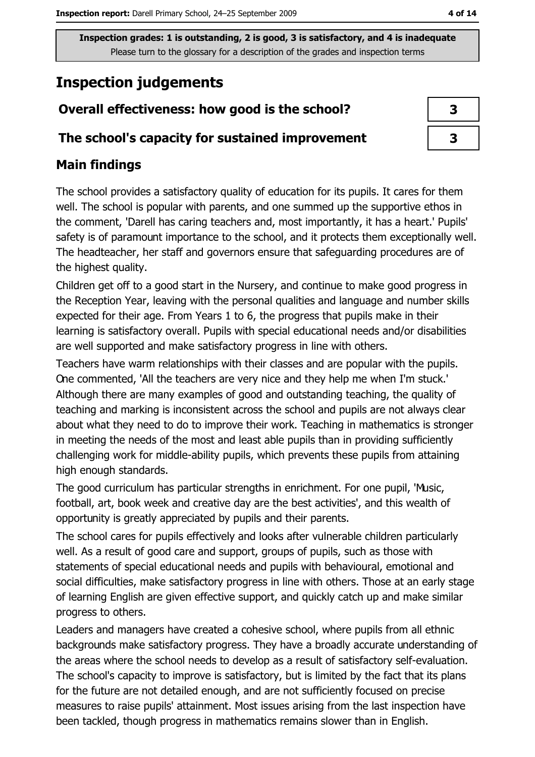**Inspection grades: 1 is outstanding, 2 is good, 3 is satisfactory, and 4 is inadequate**
Please turn to the glossary for a description of the grades and inspection terms

# Inspection judgements

| Overall effectiveness: how good is the school? | 3 |
|---|---|
| The school's capacity for sustained improvement | 3 |

## Main findings

The school provides a satisfactory quality of education for its pupils. It cares for them well. The school is popular with parents, and one summed up the supportive ethos in the comment, 'Darell has caring teachers and, most importantly, it has a heart.' Pupils' safety is of paramount importance to the school, and it protects them exceptionally well. The headteacher, her staff and governors ensure that safeguarding procedures are of the highest quality.

Children get off to a good start in the Nursery, and continue to make good progress in the Reception Year, leaving with the personal qualities and language and number skills expected for their age. From Years 1 to 6, the progress that pupils make in their learning is satisfactory overall. Pupils with special educational needs and/or disabilities are well supported and make satisfactory progress in line with others.

Teachers have warm relationships with their classes and are popular with the pupils. One commented, 'All the teachers are very nice and they help me when I'm stuck.' Although there are many examples of good and outstanding teaching, the quality of teaching and marking is inconsistent across the school and pupils are not always clear about what they need to do to improve their work. Teaching in mathematics is stronger in meeting the needs of the most and least able pupils than in providing sufficiently challenging work for middle-ability pupils, which prevents these pupils from attaining high enough standards.

The good curriculum has particular strengths in enrichment. For one pupil, 'Music, football, art, book week and creative day are the best activities', and this wealth of opportunity is greatly appreciated by pupils and their parents.

The school cares for pupils effectively and looks after vulnerable children particularly well. As a result of good care and support, groups of pupils, such as those with statements of special educational needs and pupils with behavioural, emotional and social difficulties, make satisfactory progress in line with others. Those at an early stage of learning English are given effective support, and quickly catch up and make similar progress to others.

Leaders and managers have created a cohesive school, where pupils from all ethnic backgrounds make satisfactory progress. They have a broadly accurate understanding of the areas where the school needs to develop as a result of satisfactory self-evaluation. The school's capacity to improve is satisfactory, but is limited by the fact that its plans for the future are not detailed enough, and are not sufficiently focused on precise measures to raise pupils' attainment. Most issues arising from the last inspection have been tackled, though progress in mathematics remains slower than in English.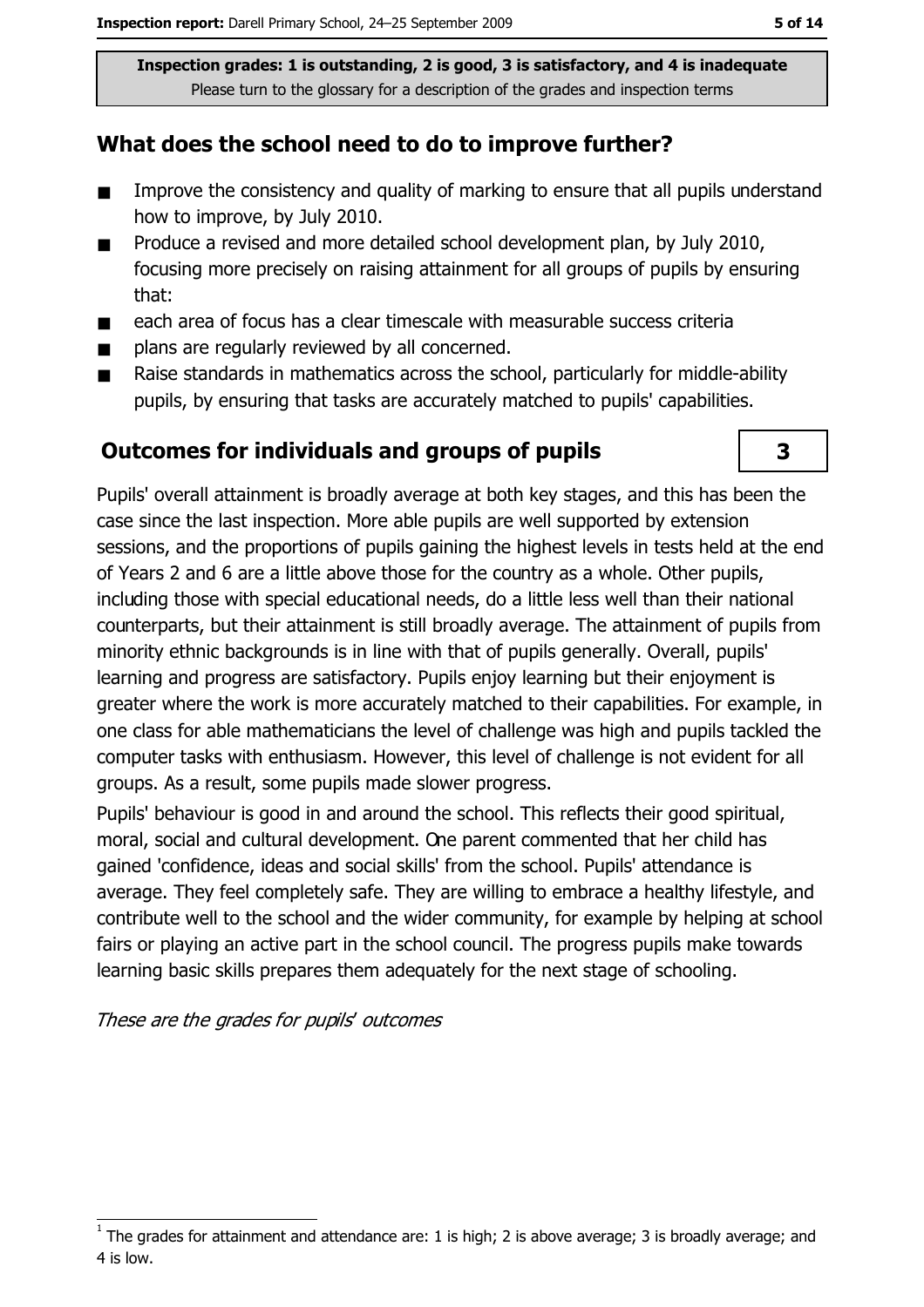**Inspection grades: 1 is outstanding, 2 is good, 3 is satisfactory, and 4 is inadequate**
Please turn to the glossary for a description of the grades and inspection terms

## What does the school need to do to improve further?

- Improve the consistency and quality of marking to ensure that all pupils understand how to improve, by July 2010.
- Produce a revised and more detailed school development plan, by July 2010, focusing more precisely on raising attainment for all groups of pupils by ensuring that:
- each area of focus has a clear timescale with measurable success criteria
- plans are regularly reviewed by all concerned.
- Raise standards in mathematics across the school, particularly for middle-ability pupils, by ensuring that tasks are accurately matched to pupils' capabilities.

## Outcomes for individuals and groups of pupils

**3**

Pupils' overall attainment is broadly average at both key stages, and this has been the case since the last inspection. More able pupils are well supported by extension sessions, and the proportions of pupils gaining the highest levels in tests held at the end of Years 2 and 6 are a little above those for the country as a whole. Other pupils, including those with special educational needs, do a little less well than their national counterparts, but their attainment is still broadly average. The attainment of pupils from minority ethnic backgrounds is in line with that of pupils generally. Overall, pupils' learning and progress are satisfactory. Pupils enjoy learning but their enjoyment is greater where the work is more accurately matched to their capabilities. For example, in one class for able mathematicians the level of challenge was high and pupils tackled the computer tasks with enthusiasm. However, this level of challenge is not evident for all groups. As a result, some pupils made slower progress.

Pupils' behaviour is good in and around the school. This reflects their good spiritual, moral, social and cultural development. One parent commented that her child has gained 'confidence, ideas and social skills' from the school. Pupils' attendance is average. They feel completely safe. They are willing to embrace a healthy lifestyle, and contribute well to the school and the wider community, for example by helping at school fairs or playing an active part in the school council. The progress pupils make towards learning basic skills prepares them adequately for the next stage of schooling.

*These are the grades for pupils' outcomes*

[1] The grades for attainment and attendance are: 1 is high; 2 is above average; 3 is broadly average; and 4 is low.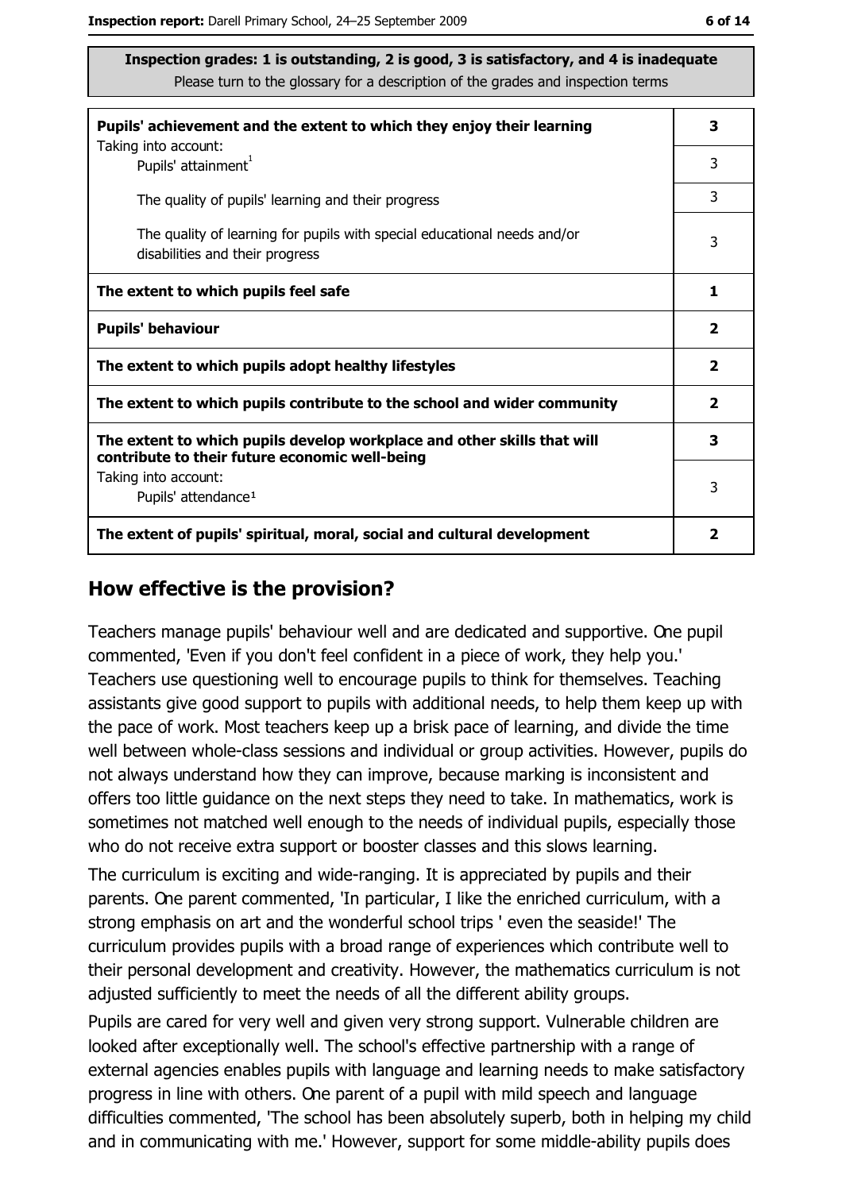**Inspection grades: 1 is outstanding, 2 is good, 3 is satisfactory, and 4 is inadequate**
Please turn to the glossary for a description of the grades and inspection terms

| | |
|---|---|
| **Pupils' achievement and the extent to which they enjoy their learning** | **3** |
| Taking into account: Pupils' attainment[1] | 3 |
| The quality of pupils' learning and their progress | 3 |
| The quality of learning for pupils with special educational needs and/or disabilities and their progress | 3 |
| **The extent to which pupils feel safe** | **1** |
| **Pupils' behaviour** | **2** |
| **The extent to which pupils adopt healthy lifestyles** | **2** |
| **The extent to which pupils contribute to the school and wider community** | **2** |
| **The extent to which pupils develop workplace and other skills that will contribute to their future economic well-being** | **3** |
| Taking into account: Pupils' attendance[1] | 3 |
| **The extent of pupils' spiritual, moral, social and cultural development** | **2** |

## How effective is the provision?

Teachers manage pupils' behaviour well and are dedicated and supportive. One pupil commented, 'Even if you don't feel confident in a piece of work, they help you.' Teachers use questioning well to encourage pupils to think for themselves. Teaching assistants give good support to pupils with additional needs, to help them keep up with the pace of work. Most teachers keep up a brisk pace of learning, and divide the time well between whole-class sessions and individual or group activities. However, pupils do not always understand how they can improve, because marking is inconsistent and offers too little guidance on the next steps they need to take. In mathematics, work is sometimes not matched well enough to the needs of individual pupils, especially those who do not receive extra support or booster classes and this slows learning.

The curriculum is exciting and wide-ranging. It is appreciated by pupils and their parents. One parent commented, 'In particular, I like the enriched curriculum, with a strong emphasis on art and the wonderful school trips ' even the seaside!' The curriculum provides pupils with a broad range of experiences which contribute well to their personal development and creativity. However, the mathematics curriculum is not adjusted sufficiently to meet the needs of all the different ability groups.

Pupils are cared for very well and given very strong support. Vulnerable children are looked after exceptionally well. The school's effective partnership with a range of external agencies enables pupils with language and learning needs to make satisfactory progress in line with others. One parent of a pupil with mild speech and language difficulties commented, 'The school has been absolutely superb, both in helping my child and in communicating with me.' However, support for some middle-ability pupils does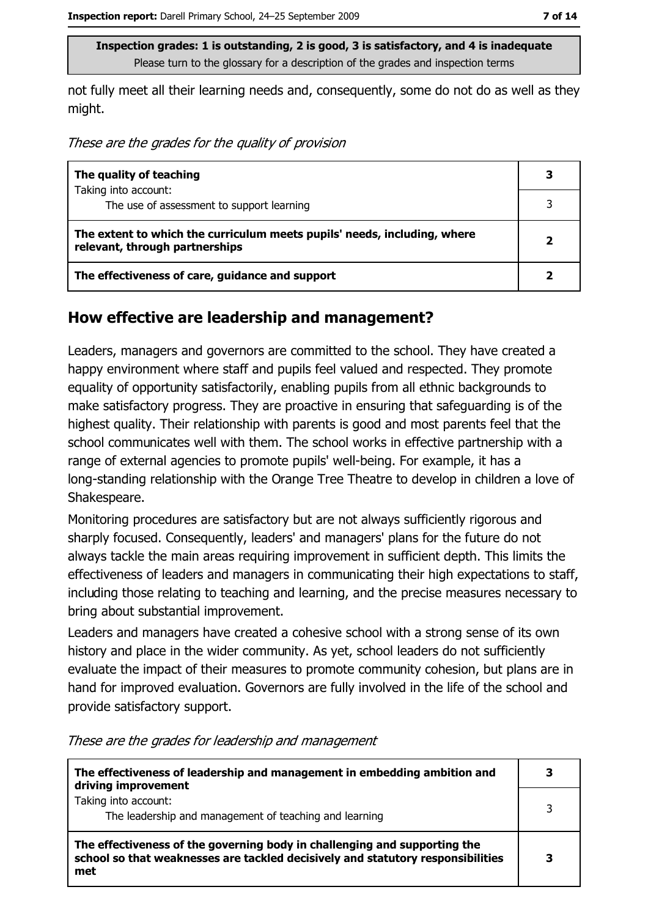**Inspection grades: 1 is outstanding, 2 is good, 3 is satisfactory, and 4 is inadequate**
Please turn to the glossary for a description of the grades and inspection terms

not fully meet all their learning needs and, consequently, some do not do as well as they might.

*These are the grades for the quality of provision*

| | |
|---|---|
| **The quality of teaching** | **3** |
| Taking into account: The use of assessment to support learning | 3 |
| **The extent to which the curriculum meets pupils' needs, including, where relevant, through partnerships** | **2** |
| **The effectiveness of care, guidance and support** | **2** |

## How effective are leadership and management?

Leaders, managers and governors are committed to the school. They have created a happy environment where staff and pupils feel valued and respected. They promote equality of opportunity satisfactorily, enabling pupils from all ethnic backgrounds to make satisfactory progress. They are proactive in ensuring that safeguarding is of the highest quality. Their relationship with parents is good and most parents feel that the school communicates well with them. The school works in effective partnership with a range of external agencies to promote pupils' well-being. For example, it has a long-standing relationship with the Orange Tree Theatre to develop in children a love of Shakespeare.

Monitoring procedures are satisfactory but are not always sufficiently rigorous and sharply focused. Consequently, leaders' and managers' plans for the future do not always tackle the main areas requiring improvement in sufficient depth. This limits the effectiveness of leaders and managers in communicating their high expectations to staff, including those relating to teaching and learning, and the precise measures necessary to bring about substantial improvement.

Leaders and managers have created a cohesive school with a strong sense of its own history and place in the wider community. As yet, school leaders do not sufficiently evaluate the impact of their measures to promote community cohesion, but plans are in hand for improved evaluation. Governors are fully involved in the life of the school and provide satisfactory support.

*These are the grades for leadership and management*

| | |
|---|---|
| **The effectiveness of leadership and management in embedding ambition and driving improvement** | **3** |
| Taking into account: The leadership and management of teaching and learning | 3 |
| **The effectiveness of the governing body in challenging and supporting the school so that weaknesses are tackled decisively and statutory responsibilities met** | **3** |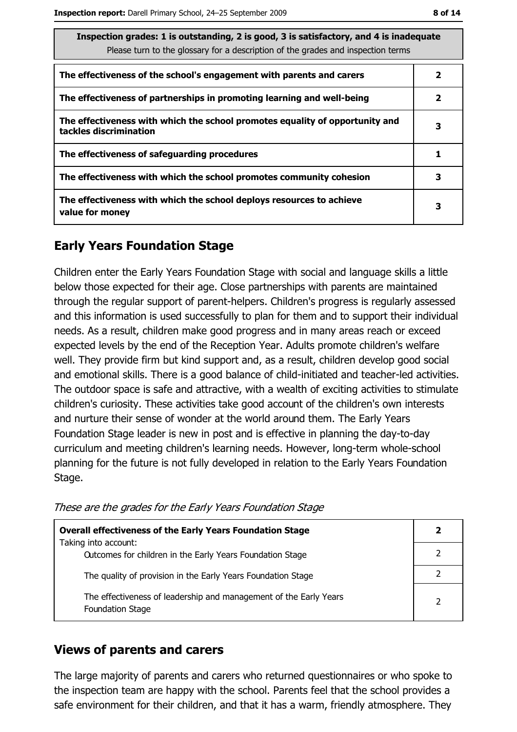| Inspection grades: 1 is outstanding, 2 is good, 3 is satisfactory, and 4 is inadequate<br>Please turn to the glossary for a description of the grades and inspection terms | |
|---|---|
| **The effectiveness of the school's engagement with parents and carers** | **2** |
| **The effectiveness of partnerships in promoting learning and well-being** | **2** |
| **The effectiveness with which the school promotes equality of opportunity and tackles discrimination** | **3** |
| **The effectiveness of safeguarding procedures** | **1** |
| **The effectiveness with which the school promotes community cohesion** | **3** |
| **The effectiveness with which the school deploys resources to achieve value for money** | **3** |

## Early Years Foundation Stage

Children enter the Early Years Foundation Stage with social and language skills a little below those expected for their age. Close partnerships with parents are maintained through the regular support of parent-helpers. Children's progress is regularly assessed and this information is used successfully to plan for them and to support their individual needs. As a result, children make good progress and in many areas reach or exceed expected levels by the end of the Reception Year. Adults promote children's welfare well. They provide firm but kind support and, as a result, children develop good social and emotional skills. There is a good balance of child-initiated and teacher-led activities. The outdoor space is safe and attractive, with a wealth of exciting activities to stimulate children's curiosity. These activities take good account of the children's own interests and nurture their sense of wonder at the world around them. The Early Years Foundation Stage leader is new in post and is effective in planning the day-to-day curriculum and meeting children's learning needs. However, long-term whole-school planning for the future is not fully developed in relation to the Early Years Foundation Stage.

*These are the grades for the Early Years Foundation Stage*

| **Overall effectiveness of the Early Years Foundation Stage**<br>Taking into account: | **2** |
|---|---|
| Outcomes for children in the Early Years Foundation Stage | 2 |
| The quality of provision in the Early Years Foundation Stage | 2 |
| The effectiveness of leadership and management of the Early Years Foundation Stage | 2 |

## Views of parents and carers

The large majority of parents and carers who returned questionnaires or who spoke to the inspection team are happy with the school. Parents feel that the school provides a safe environment for their children, and that it has a warm, friendly atmosphere. They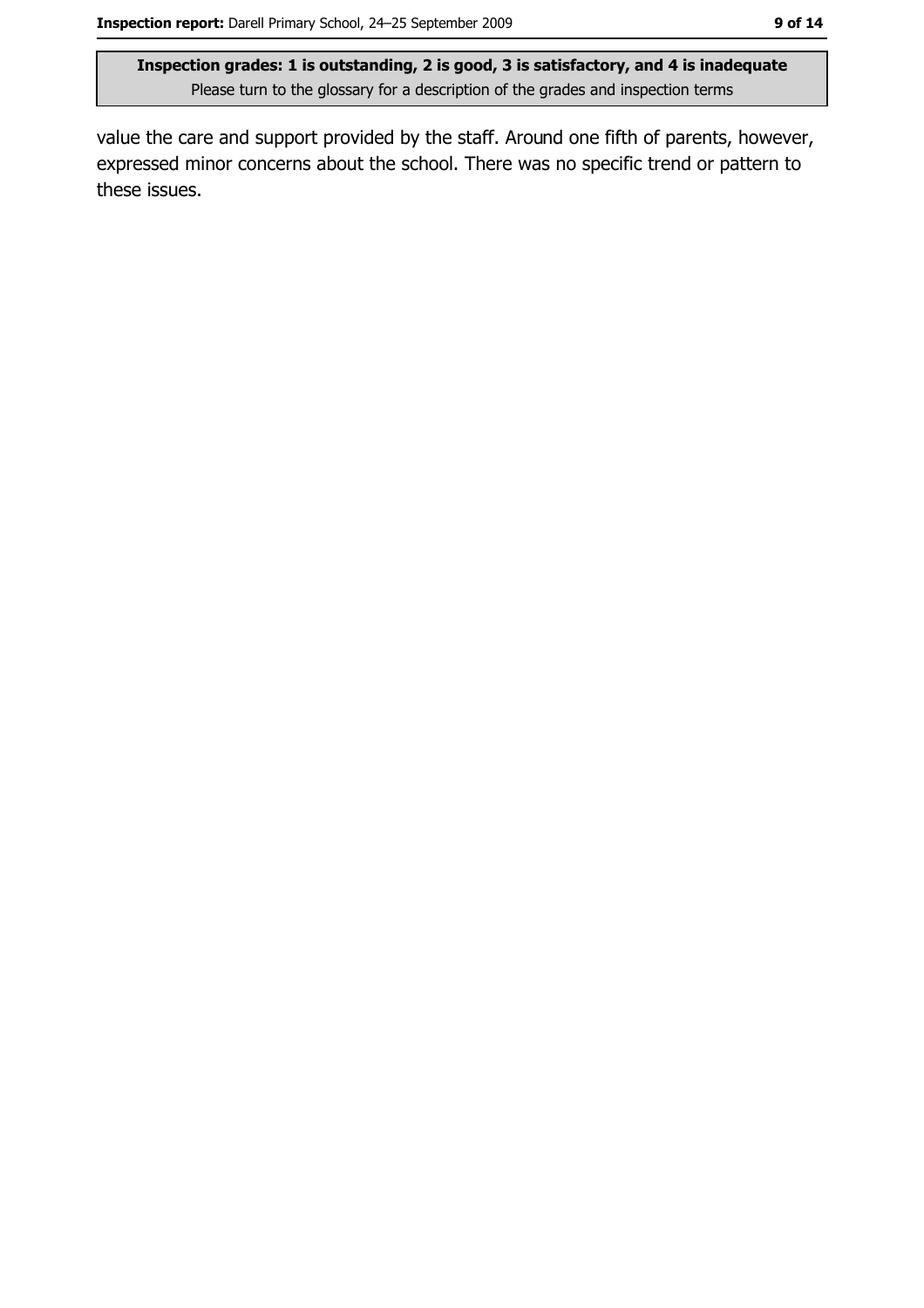value the care and support provided by the staff. Around one fifth of parents, however, expressed minor concerns about the school. There was no specific trend or pattern to these issues.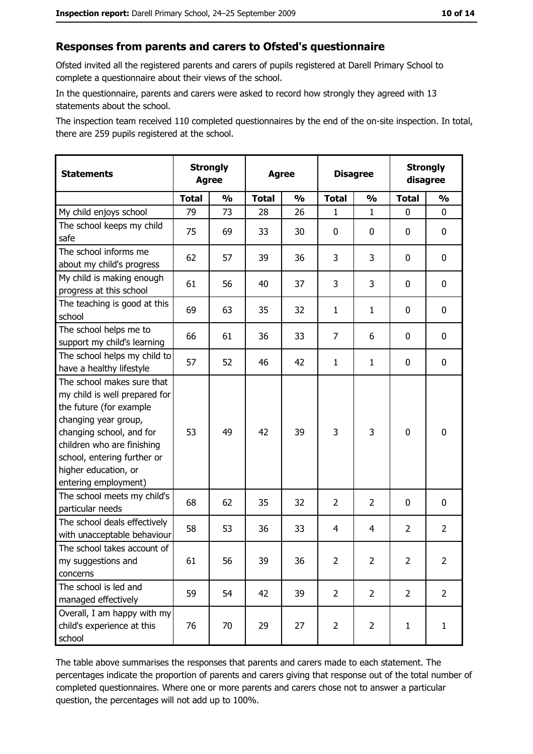## Responses from parents and carers to Ofsted's questionnaire

Ofsted invited all the registered parents and carers of pupils registered at Darell Primary School to complete a questionnaire about their views of the school.

In the questionnaire, parents and carers were asked to record how strongly they agreed with 13 statements about the school.

The inspection team received 110 completed questionnaires by the end of the on-site inspection. In total, there are 259 pupils registered at the school.

| Statements | Strongly Agree | | Agree | | Disagree | | Strongly disagree | |
|---|---|---|---|---|---|---|---|---|
| | Total | % | Total | % | Total | % | Total | % |
| My child enjoys school | 79 | 73 | 28 | 26 | 1 | 1 | 0 | 0 |
| The school keeps my child safe | 75 | 69 | 33 | 30 | 0 | 0 | 0 | 0 |
| The school informs me about my child's progress | 62 | 57 | 39 | 36 | 3 | 3 | 0 | 0 |
| My child is making enough progress at this school | 61 | 56 | 40 | 37 | 3 | 3 | 0 | 0 |
| The teaching is good at this school | 69 | 63 | 35 | 32 | 1 | 1 | 0 | 0 |
| The school helps me to support my child's learning | 66 | 61 | 36 | 33 | 7 | 6 | 0 | 0 |
| The school helps my child to have a healthy lifestyle | 57 | 52 | 46 | 42 | 1 | 1 | 0 | 0 |
| The school makes sure that my child is well prepared for the future (for example changing year group, changing school, and for children who are finishing school, entering further or higher education, or entering employment) | 53 | 49 | 42 | 39 | 3 | 3 | 0 | 0 |
| The school meets my child's particular needs | 68 | 62 | 35 | 32 | 2 | 2 | 0 | 0 |
| The school deals effectively with unacceptable behaviour | 58 | 53 | 36 | 33 | 4 | 4 | 2 | 2 |
| The school takes account of my suggestions and concerns | 61 | 56 | 39 | 36 | 2 | 2 | 2 | 2 |
| The school is led and managed effectively | 59 | 54 | 42 | 39 | 2 | 2 | 2 | 2 |
| Overall, I am happy with my child's experience at this school | 76 | 70 | 29 | 27 | 2 | 2 | 1 | 1 |

The table above summarises the responses that parents and carers made to each statement. The percentages indicate the proportion of parents and carers giving that response out of the total number of completed questionnaires. Where one or more parents and carers chose not to answer a particular question, the percentages will not add up to 100%.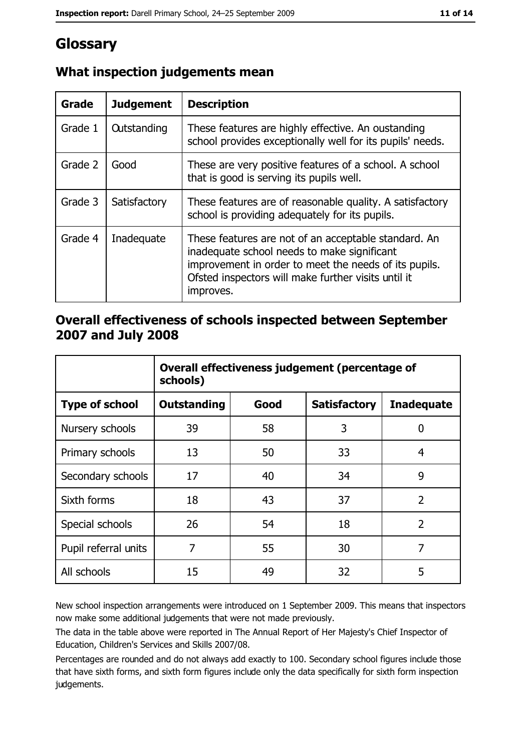# Glossary

## What inspection judgements mean

| Grade | Judgement | Description |
|---|---|---|
| Grade 1 | Outstanding | These features are highly effective. An oustanding school provides exceptionally well for its pupils' needs. |
| Grade 2 | Good | These are very positive features of a school. A school that is good is serving its pupils well. |
| Grade 3 | Satisfactory | These features are of reasonable quality. A satisfactory school is providing adequately for its pupils. |
| Grade 4 | Inadequate | These features are not of an acceptable standard. An inadequate school needs to make significant improvement in order to meet the needs of its pupils. Ofsted inspectors will make further visits until it improves. |

## Overall effectiveness of schools inspected between September 2007 and July 2008

| | Overall effectiveness judgement (percentage of schools) | | | |
|---|---|---|---|---|
| **Type of school** | **Outstanding** | **Good** | **Satisfactory** | **Inadequate** |
| Nursery schools | 39 | 58 | 3 | 0 |
| Primary schools | 13 | 50 | 33 | 4 |
| Secondary schools | 17 | 40 | 34 | 9 |
| Sixth forms | 18 | 43 | 37 | 2 |
| Special schools | 26 | 54 | 18 | 2 |
| Pupil referral units | 7 | 55 | 30 | 7 |
| All schools | 15 | 49 | 32 | 5 |

New school inspection arrangements were introduced on 1 September 2009. This means that inspectors now make some additional judgements that were not made previously.

The data in the table above were reported in The Annual Report of Her Majesty's Chief Inspector of Education, Children's Services and Skills 2007/08.

Percentages are rounded and do not always add exactly to 100. Secondary school figures include those that have sixth forms, and sixth form figures include only the data specifically for sixth form inspection judgements.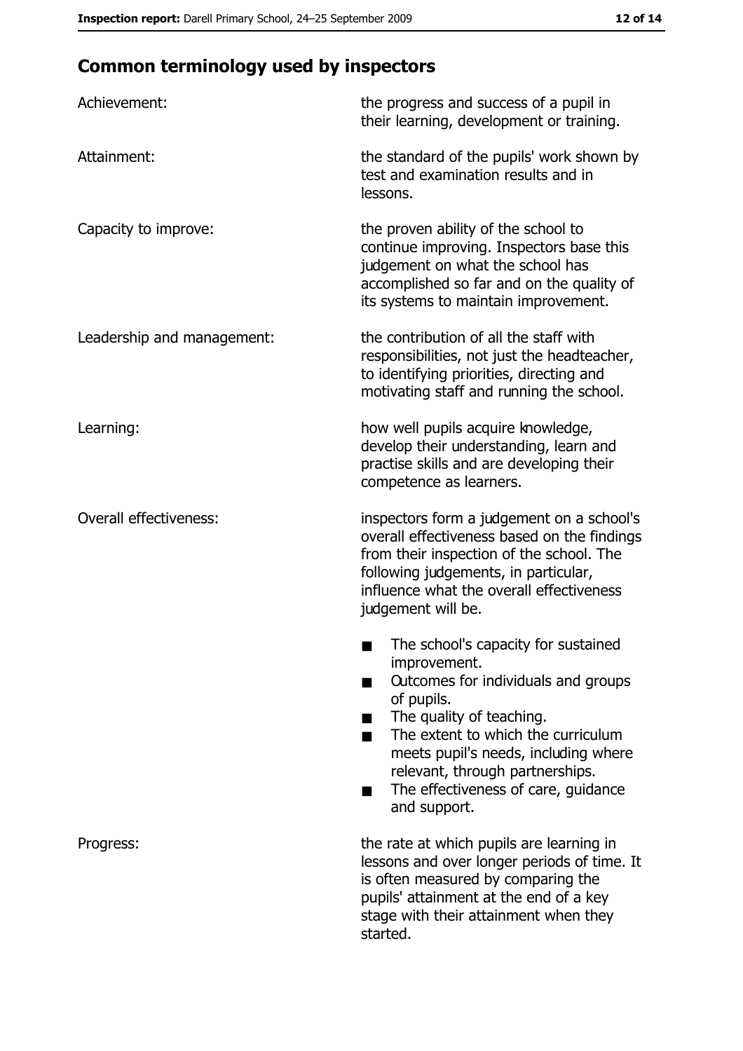## Common terminology used by inspectors

| | |
|---|---|
| Achievement: | the progress and success of a pupil in their learning, development or training. |
| Attainment: | the standard of the pupils' work shown by test and examination results and in lessons. |
| Capacity to improve: | the proven ability of the school to continue improving. Inspectors base this judgement on what the school has accomplished so far and on the quality of its systems to maintain improvement. |
| Leadership and management: | the contribution of all the staff with responsibilities, not just the headteacher, to identifying priorities, directing and motivating staff and running the school. |
| Learning: | how well pupils acquire knowledge, develop their understanding, learn and practise skills and are developing their competence as learners. |
| Overall effectiveness: | inspectors form a judgement on a school's overall effectiveness based on the findings from their inspection of the school. The following judgements, in particular, influence what the overall effectiveness judgement will be. <br>■ The school's capacity for sustained improvement.<br>■ Outcomes for individuals and groups of pupils.<br>■ The quality of teaching.<br>■ The extent to which the curriculum meets pupil's needs, including where relevant, through partnerships.<br>■ The effectiveness of care, guidance and support. |
| Progress: | the rate at which pupils are learning in lessons and over longer periods of time. It is often measured by comparing the pupils' attainment at the end of a key stage with their attainment when they started. |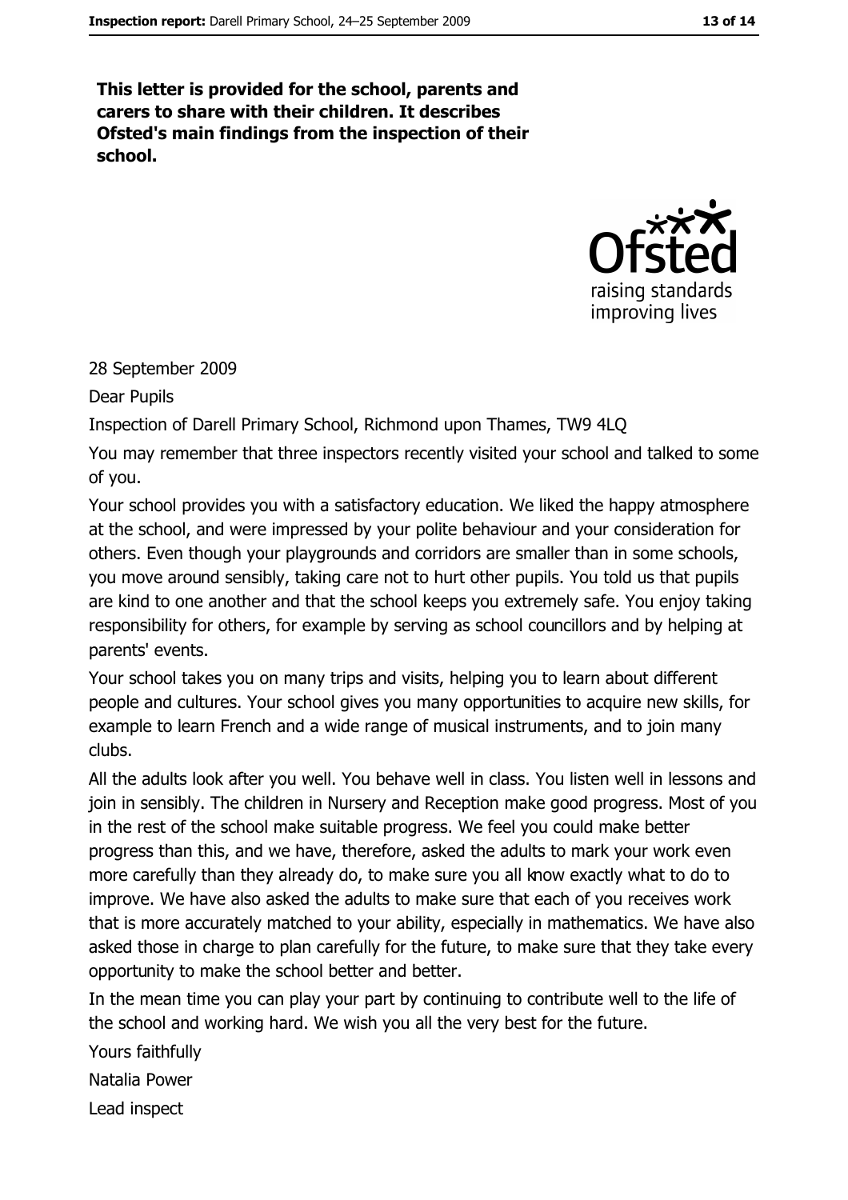**This letter is provided for the school, parents and carers to share with their children. It describes Ofsted's main findings from the inspection of their school.**

28 September 2009

Dear Pupils

Inspection of Darell Primary School, Richmond upon Thames, TW9 4LQ

You may remember that three inspectors recently visited your school and talked to some of you.

Your school provides you with a satisfactory education. We liked the happy atmosphere at the school, and were impressed by your polite behaviour and your consideration for others. Even though your playgrounds and corridors are smaller than in some schools, you move around sensibly, taking care not to hurt other pupils. You told us that pupils are kind to one another and that the school keeps you extremely safe. You enjoy taking responsibility for others, for example by serving as school councillors and by helping at parents' events.

Your school takes you on many trips and visits, helping you to learn about different people and cultures. Your school gives you many opportunities to acquire new skills, for example to learn French and a wide range of musical instruments, and to join many clubs.

All the adults look after you well. You behave well in class. You listen well in lessons and join in sensibly. The children in Nursery and Reception make good progress. Most of you in the rest of the school make suitable progress. We feel you could make better progress than this, and we have, therefore, asked the adults to mark your work even more carefully than they already do, to make sure you all know exactly what to do to improve. We have also asked the adults to make sure that each of you receives work that is more accurately matched to your ability, especially in mathematics. We have also asked those in charge to plan carefully for the future, to make sure that they take every opportunity to make the school better and better.

In the mean time you can play your part by continuing to contribute well to the life of the school and working hard. We wish you all the very best for the future.

Yours faithfully

Natalia Power

Lead inspect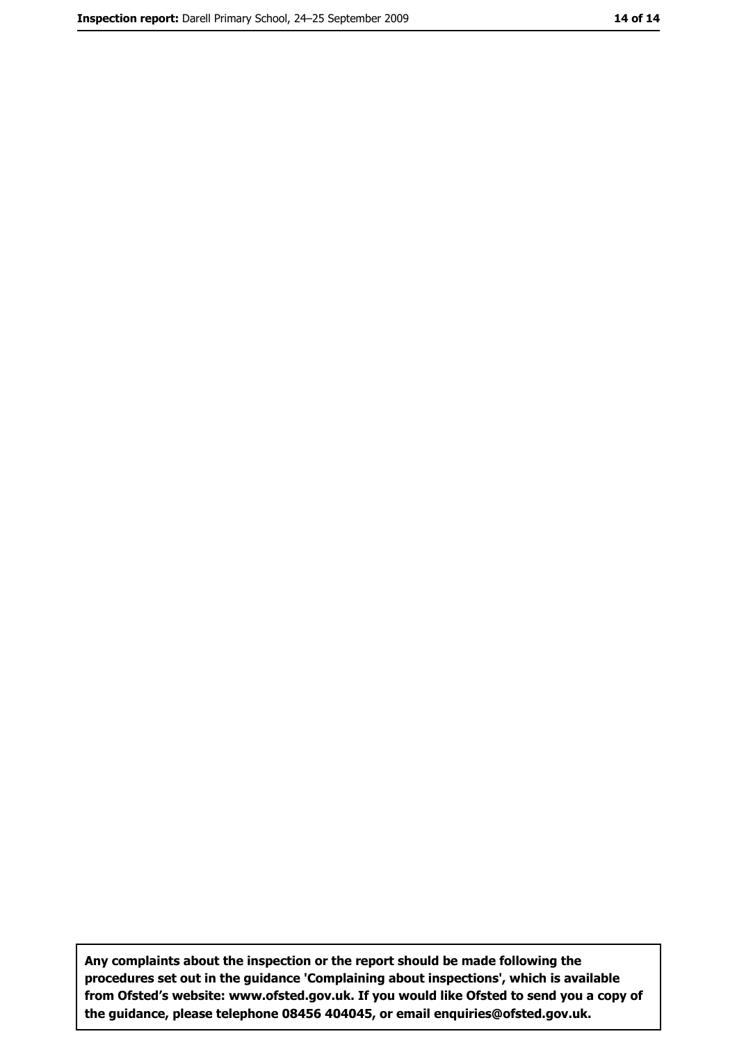**Any complaints about the inspection or the report should be made following the procedures set out in the guidance 'Complaining about inspections', which is available from Ofsted's website: www.ofsted.gov.uk. If you would like Ofsted to send you a copy of the guidance, please telephone 08456 404045, or email enquiries@ofsted.gov.uk.**